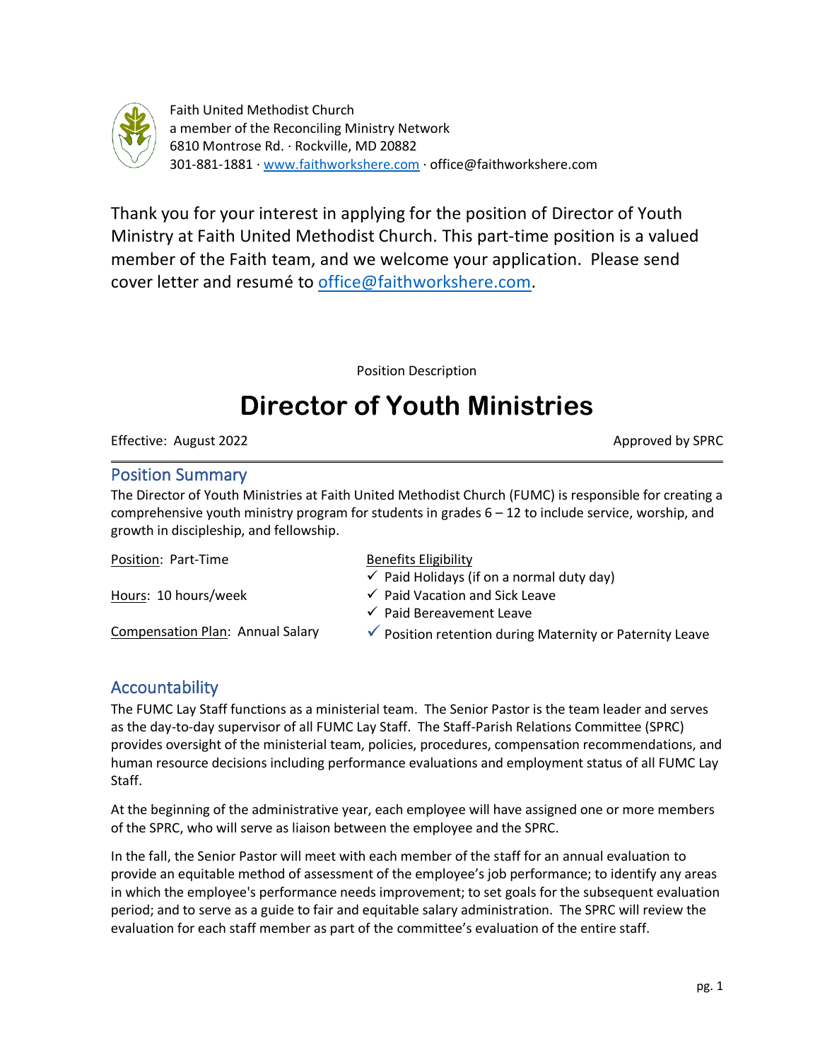Faith United Methodist Church
a member of the Reconciling Ministry Network
6810 Montrose Rd. · Rockville, MD 20882
301-881-1881 · www.faithworkshere.com · office@faithworkshere.com

Thank you for your interest in applying for the position of Director of Youth Ministry at Faith United Methodist Church. This part-time position is a valued member of the Faith team, and we welcome your application. Please send cover letter and resumé to office@faithworkshere.com.

Position Description

# Director of Youth Ministries

Effective: August 2022

Approved by SPRC

## Position Summary

The Director of Youth Ministries at Faith United Methodist Church (FUMC) is responsible for creating a comprehensive youth ministry program for students in grades 6 – 12 to include service, worship, and growth in discipleship, and fellowship.

Position: Part-Time

Hours: 10 hours/week

Compensation Plan: Annual Salary

Benefits Eligibility

- ✓ Paid Holidays (if on a normal duty day)
- ✓ Paid Vacation and Sick Leave
- ✓ Paid Bereavement Leave
- ✓ Position retention during Maternity or Paternity Leave

## Accountability

The FUMC Lay Staff functions as a ministerial team. The Senior Pastor is the team leader and serves as the day-to-day supervisor of all FUMC Lay Staff. The Staff-Parish Relations Committee (SPRC) provides oversight of the ministerial team, policies, procedures, compensation recommendations, and human resource decisions including performance evaluations and employment status of all FUMC Lay Staff.

At the beginning of the administrative year, each employee will have assigned one or more members of the SPRC, who will serve as liaison between the employee and the SPRC.

In the fall, the Senior Pastor will meet with each member of the staff for an annual evaluation to provide an equitable method of assessment of the employee's job performance; to identify any areas in which the employee's performance needs improvement; to set goals for the subsequent evaluation period; and to serve as a guide to fair and equitable salary administration. The SPRC will review the evaluation for each staff member as part of the committee's evaluation of the entire staff.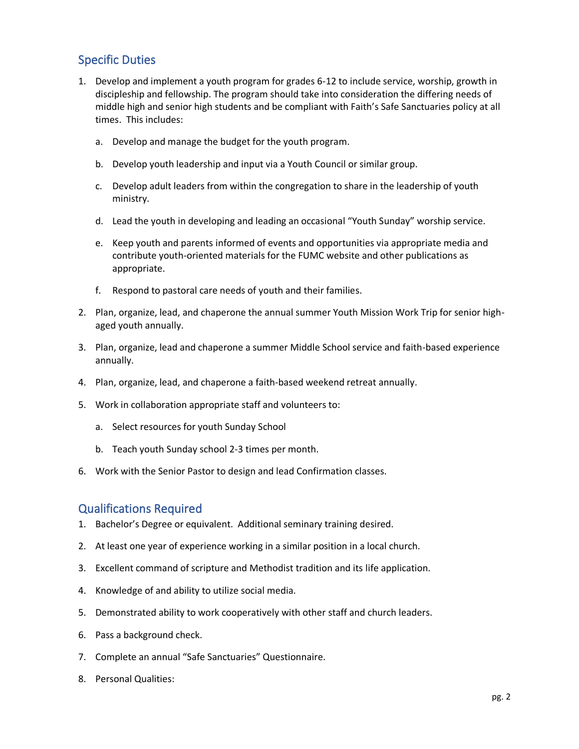## Specific Duties

1. Develop and implement a youth program for grades 6-12 to include service, worship, growth in discipleship and fellowship. The program should take into consideration the differing needs of middle high and senior high students and be compliant with Faith's Safe Sanctuaries policy at all times. This includes:

   a. Develop and manage the budget for the youth program.

   b. Develop youth leadership and input via a Youth Council or similar group.

   c. Develop adult leaders from within the congregation to share in the leadership of youth ministry.

   d. Lead the youth in developing and leading an occasional "Youth Sunday" worship service.

   e. Keep youth and parents informed of events and opportunities via appropriate media and contribute youth-oriented materials for the FUMC website and other publications as appropriate.

   f. Respond to pastoral care needs of youth and their families.

2. Plan, organize, lead, and chaperone the annual summer Youth Mission Work Trip for senior high-aged youth annually.

3. Plan, organize, lead and chaperone a summer Middle School service and faith-based experience annually.

4. Plan, organize, lead, and chaperone a faith-based weekend retreat annually.

5. Work in collaboration appropriate staff and volunteers to:

   a. Select resources for youth Sunday School

   b. Teach youth Sunday school 2-3 times per month.

6. Work with the Senior Pastor to design and lead Confirmation classes.

## Qualifications Required

1. Bachelor's Degree or equivalent. Additional seminary training desired.
2. At least one year of experience working in a similar position in a local church.
3. Excellent command of scripture and Methodist tradition and its life application.
4. Knowledge of and ability to utilize social media.
5. Demonstrated ability to work cooperatively with other staff and church leaders.
6. Pass a background check.
7. Complete an annual "Safe Sanctuaries" Questionnaire.
8. Personal Qualities: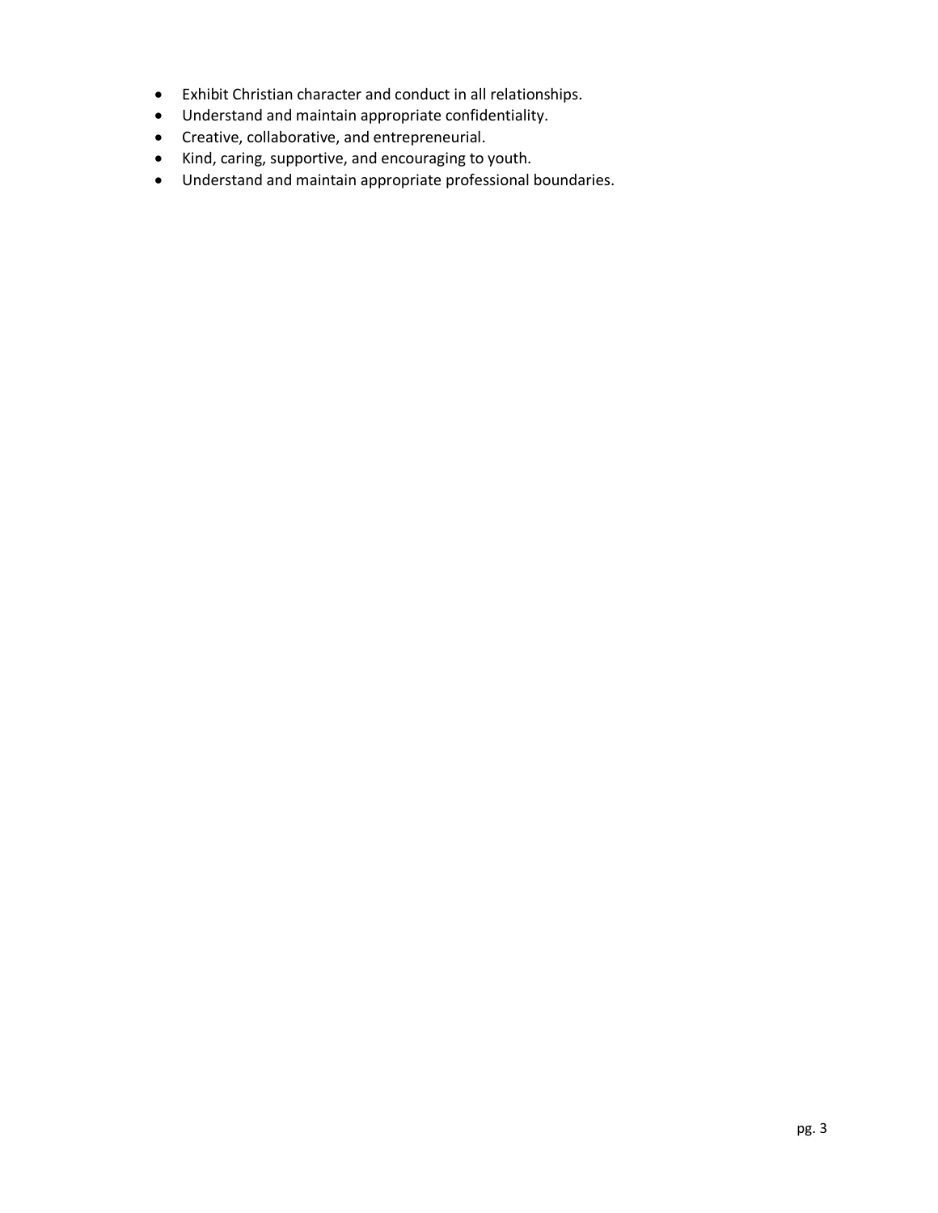- Exhibit Christian character and conduct in all relationships.
- Understand and maintain appropriate confidentiality.
- Creative, collaborative, and entrepreneurial.
- Kind, caring, supportive, and encouraging to youth.
- Understand and maintain appropriate professional boundaries.